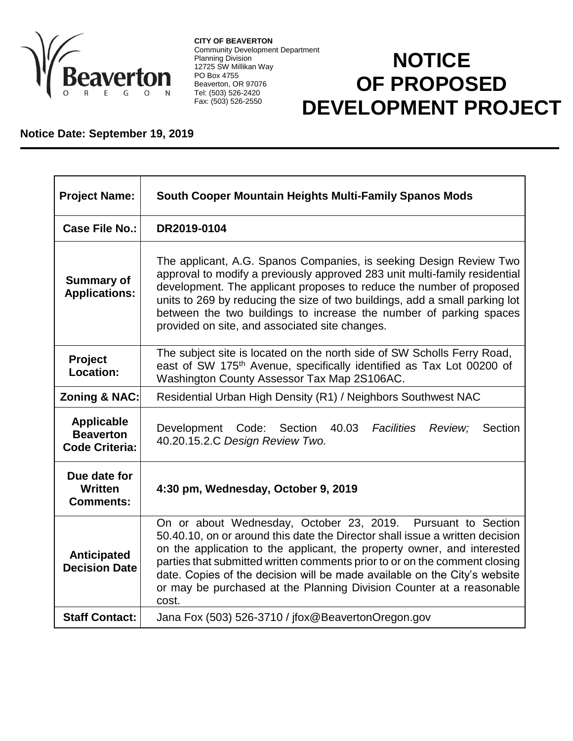**CITY OF BEAVERTON**
Community Development Department
Planning Division
12725 SW Millikan Way
PO Box 4755
Beaverton, OR 97076
Tel: (503) 526-2420
Fax: (503) 526-2550

# NOTICE OF PROPOSED DEVELOPMENT PROJECT

**Notice Date: September 19, 2019**

| | |
|---|---|
| **Project Name:** | **South Cooper Mountain Heights Multi-Family Spanos Mods** |
| **Case File No.:** | **DR2019-0104** |
| **Summary of Applications:** | The applicant, A.G. Spanos Companies, is seeking Design Review Two approval to modify a previously approved 283 unit multi-family residential development. The applicant proposes to reduce the number of proposed units to 269 by reducing the size of two buildings, add a small parking lot between the two buildings to increase the number of parking spaces provided on site, and associated site changes. |
| **Project Location:** | The subject site is located on the north side of SW Scholls Ferry Road, east of SW 175th Avenue, specifically identified as Tax Lot 00200 of Washington County Assessor Tax Map 2S106AC. |
| **Zoning & NAC:** | Residential Urban High Density (R1) / Neighbors Southwest NAC |
| **Applicable Beaverton Code Criteria:** | Development Code: Section 40.03 *Facilities Review;* Section 40.20.15.2.C *Design Review Two.* |
| **Due date for Written Comments:** | **4:30 pm, Wednesday, October 9, 2019** |
| **Anticipated Decision Date** | On or about Wednesday, October 23, 2019. Pursuant to Section 50.40.10, on or around this date the Director shall issue a written decision on the application to the applicant, the property owner, and interested parties that submitted written comments prior to or on the comment closing date. Copies of the decision will be made available on the City's website or may be purchased at the Planning Division Counter at a reasonable cost. |
| **Staff Contact:** | Jana Fox (503) 526-3710 / jfox@BeavertonOregon.gov |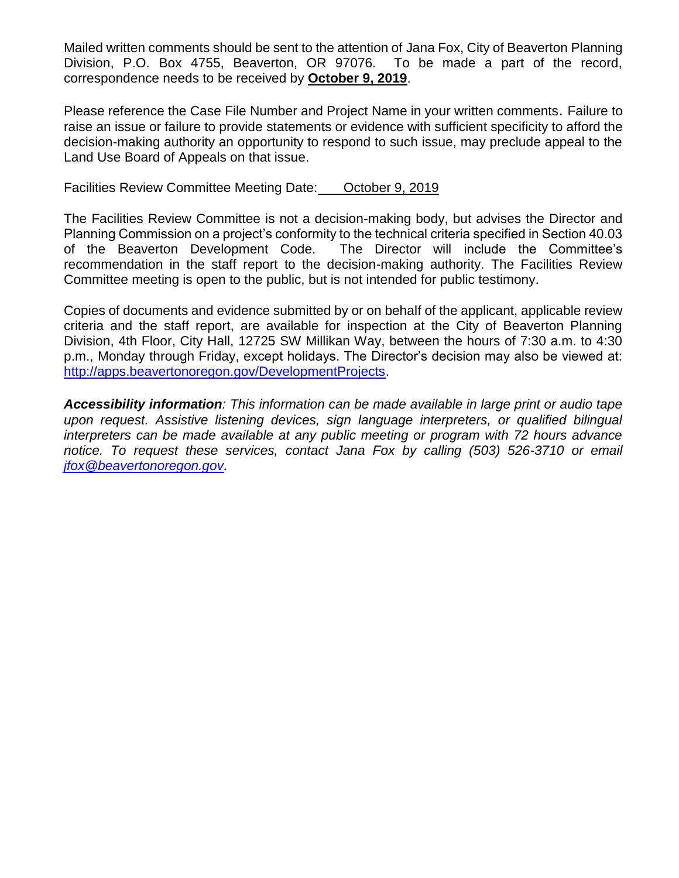Mailed written comments should be sent to the attention of Jana Fox, City of Beaverton Planning Division, P.O. Box 4755, Beaverton, OR 97076. To be made a part of the record, correspondence needs to be received by **October 9, 2019**.

Please reference the Case File Number and Project Name in your written comments. Failure to raise an issue or failure to provide statements or evidence with sufficient specificity to afford the decision-making authority an opportunity to respond to such issue, may preclude appeal to the Land Use Board of Appeals on that issue.

Facilities Review Committee Meeting Date: October 9, 2019

The Facilities Review Committee is not a decision-making body, but advises the Director and Planning Commission on a project's conformity to the technical criteria specified in Section 40.03 of the Beaverton Development Code. The Director will include the Committee's recommendation in the staff report to the decision-making authority. The Facilities Review Committee meeting is open to the public, but is not intended for public testimony.

Copies of documents and evidence submitted by or on behalf of the applicant, applicable review criteria and the staff report, are available for inspection at the City of Beaverton Planning Division, 4th Floor, City Hall, 12725 SW Millikan Way, between the hours of 7:30 a.m. to 4:30 p.m., Monday through Friday, except holidays. The Director's decision may also be viewed at: http://apps.beavertonoregon.gov/DevelopmentProjects.

***Accessibility information**: This information can be made available in large print or audio tape upon request. Assistive listening devices, sign language interpreters, or qualified bilingual interpreters can be made available at any public meeting or program with 72 hours advance notice. To request these services, contact Jana Fox by calling (503) 526-3710 or email jfox@beavertonoregon.gov.*